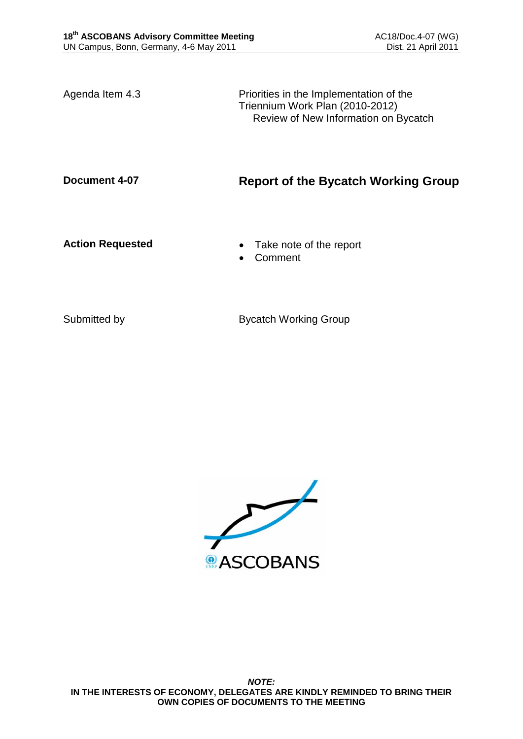**18th ASCOBANS Advisory Committee Meeting**
UN Campus, Bonn, Germany, 4-6 May 2011

AC18/Doc.4-07 (WG)
Dist. 21 April 2011

| | |
|---|---|
| Agenda Item 4.3 | Priorities in the Implementation of the Triennium Work Plan (2010-2012)<br>Review of New Information on Bycatch |
| **Document 4-07** | **Report of the Bycatch Working Group** |
| **Action Requested** | • Take note of the report<br>• Comment |
| Submitted by | Bycatch Working Group |

ASCOBANS

***NOTE:***
**IN THE INTERESTS OF ECONOMY, DELEGATES ARE KINDLY REMINDED TO BRING THEIR OWN COPIES OF DOCUMENTS TO THE MEETING**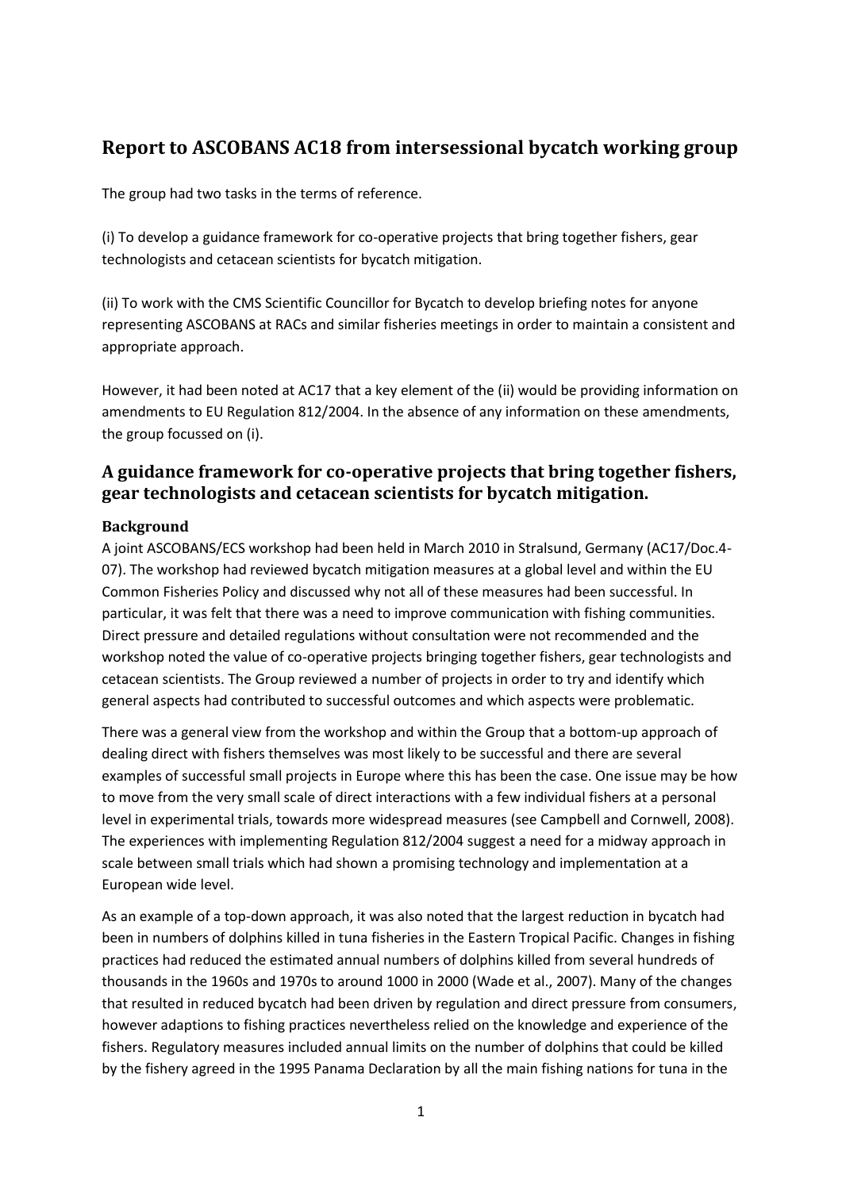# Report to ASCOBANS AC18 from intersessional bycatch working group

The group had two tasks in the terms of reference.

(i) To develop a guidance framework for co-operative projects that bring together fishers, gear technologists and cetacean scientists for bycatch mitigation.

(ii) To work with the CMS Scientific Councillor for Bycatch to develop briefing notes for anyone representing ASCOBANS at RACs and similar fisheries meetings in order to maintain a consistent and appropriate approach.

However, it had been noted at AC17 that a key element of the (ii) would be providing information on amendments to EU Regulation 812/2004. In the absence of any information on these amendments, the group focussed on (i).

## A guidance framework for co-operative projects that bring together fishers, gear technologists and cetacean scientists for bycatch mitigation.

### Background

A joint ASCOBANS/ECS workshop had been held in March 2010 in Stralsund, Germany (AC17/Doc.4-07). The workshop had reviewed bycatch mitigation measures at a global level and within the EU Common Fisheries Policy and discussed why not all of these measures had been successful. In particular, it was felt that there was a need to improve communication with fishing communities. Direct pressure and detailed regulations without consultation were not recommended and the workshop noted the value of co-operative projects bringing together fishers, gear technologists and cetacean scientists. The Group reviewed a number of projects in order to try and identify which general aspects had contributed to successful outcomes and which aspects were problematic.

There was a general view from the workshop and within the Group that a bottom-up approach of dealing direct with fishers themselves was most likely to be successful and there are several examples of successful small projects in Europe where this has been the case. One issue may be how to move from the very small scale of direct interactions with a few individual fishers at a personal level in experimental trials, towards more widespread measures (see Campbell and Cornwell, 2008). The experiences with implementing Regulation 812/2004 suggest a need for a midway approach in scale between small trials which had shown a promising technology and implementation at a European wide level.

As an example of a top-down approach, it was also noted that the largest reduction in bycatch had been in numbers of dolphins killed in tuna fisheries in the Eastern Tropical Pacific. Changes in fishing practices had reduced the estimated annual numbers of dolphins killed from several hundreds of thousands in the 1960s and 1970s to around 1000 in 2000 (Wade et al., 2007). Many of the changes that resulted in reduced bycatch had been driven by regulation and direct pressure from consumers, however adaptions to fishing practices nevertheless relied on the knowledge and experience of the fishers. Regulatory measures included annual limits on the number of dolphins that could be killed by the fishery agreed in the 1995 Panama Declaration by all the main fishing nations for tuna in the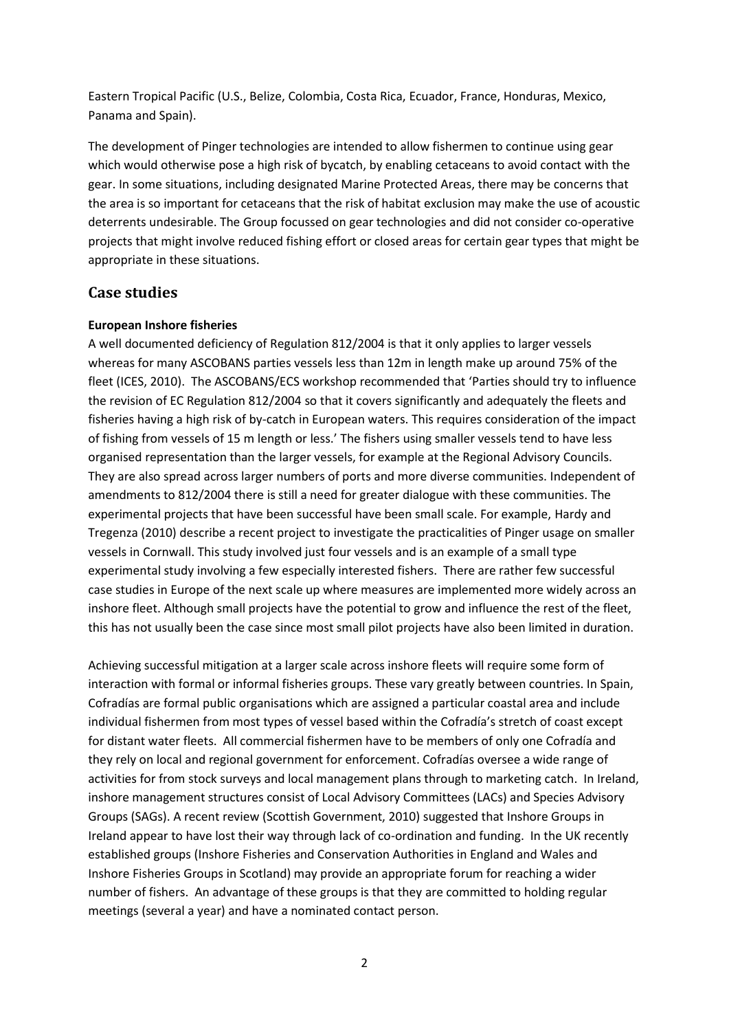Eastern Tropical Pacific (U.S., Belize, Colombia, Costa Rica, Ecuador, France, Honduras, Mexico, Panama and Spain).

The development of Pinger technologies are intended to allow fishermen to continue using gear which would otherwise pose a high risk of bycatch, by enabling cetaceans to avoid contact with the gear. In some situations, including designated Marine Protected Areas, there may be concerns that the area is so important for cetaceans that the risk of habitat exclusion may make the use of acoustic deterrents undesirable. The Group focussed on gear technologies and did not consider co-operative projects that might involve reduced fishing effort or closed areas for certain gear types that might be appropriate in these situations.

## Case studies

**European Inshore fisheries**

A well documented deficiency of Regulation 812/2004 is that it only applies to larger vessels whereas for many ASCOBANS parties vessels less than 12m in length make up around 75% of the fleet (ICES, 2010). The ASCOBANS/ECS workshop recommended that 'Parties should try to influence the revision of EC Regulation 812/2004 so that it covers significantly and adequately the fleets and fisheries having a high risk of by-catch in European waters. This requires consideration of the impact of fishing from vessels of 15 m length or less.' The fishers using smaller vessels tend to have less organised representation than the larger vessels, for example at the Regional Advisory Councils. They are also spread across larger numbers of ports and more diverse communities. Independent of amendments to 812/2004 there is still a need for greater dialogue with these communities. The experimental projects that have been successful have been small scale. For example, Hardy and Tregenza (2010) describe a recent project to investigate the practicalities of Pinger usage on smaller vessels in Cornwall. This study involved just four vessels and is an example of a small type experimental study involving a few especially interested fishers. There are rather few successful case studies in Europe of the next scale up where measures are implemented more widely across an inshore fleet. Although small projects have the potential to grow and influence the rest of the fleet, this has not usually been the case since most small pilot projects have also been limited in duration.

Achieving successful mitigation at a larger scale across inshore fleets will require some form of interaction with formal or informal fisheries groups. These vary greatly between countries. In Spain, Cofradías are formal public organisations which are assigned a particular coastal area and include individual fishermen from most types of vessel based within the Cofradía's stretch of coast except for distant water fleets. All commercial fishermen have to be members of only one Cofradía and they rely on local and regional government for enforcement. Cofradías oversee a wide range of activities for from stock surveys and local management plans through to marketing catch. In Ireland, inshore management structures consist of Local Advisory Committees (LACs) and Species Advisory Groups (SAGs). A recent review (Scottish Government, 2010) suggested that Inshore Groups in Ireland appear to have lost their way through lack of co-ordination and funding. In the UK recently established groups (Inshore Fisheries and Conservation Authorities in England and Wales and Inshore Fisheries Groups in Scotland) may provide an appropriate forum for reaching a wider number of fishers. An advantage of these groups is that they are committed to holding regular meetings (several a year) and have a nominated contact person.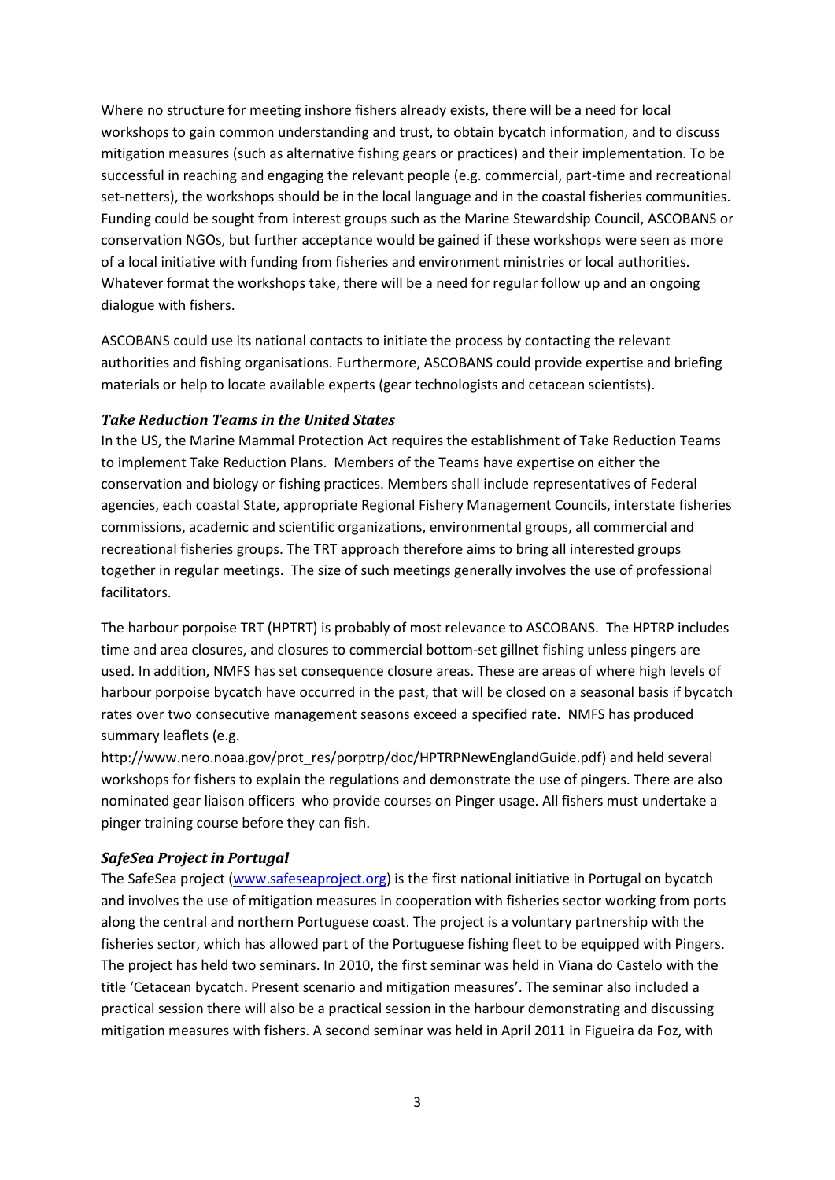Where no structure for meeting inshore fishers already exists, there will be a need for local workshops to gain common understanding and trust, to obtain bycatch information, and to discuss mitigation measures (such as alternative fishing gears or practices) and their implementation. To be successful in reaching and engaging the relevant people (e.g. commercial, part-time and recreational set-netters), the workshops should be in the local language and in the coastal fisheries communities. Funding could be sought from interest groups such as the Marine Stewardship Council, ASCOBANS or conservation NGOs, but further acceptance would be gained if these workshops were seen as more of a local initiative with funding from fisheries and environment ministries or local authorities. Whatever format the workshops take, there will be a need for regular follow up and an ongoing dialogue with fishers.

ASCOBANS could use its national contacts to initiate the process by contacting the relevant authorities and fishing organisations. Furthermore, ASCOBANS could provide expertise and briefing materials or help to locate available experts (gear technologists and cetacean scientists).

### *Take Reduction Teams in the United States*

In the US, the Marine Mammal Protection Act requires the establishment of Take Reduction Teams to implement Take Reduction Plans. Members of the Teams have expertise on either the conservation and biology or fishing practices. Members shall include representatives of Federal agencies, each coastal State, appropriate Regional Fishery Management Councils, interstate fisheries commissions, academic and scientific organizations, environmental groups, all commercial and recreational fisheries groups. The TRT approach therefore aims to bring all interested groups together in regular meetings. The size of such meetings generally involves the use of professional facilitators.

The harbour porpoise TRT (HPTRT) is probably of most relevance to ASCOBANS. The HPTRP includes time and area closures, and closures to commercial bottom-set gillnet fishing unless pingers are used. In addition, NMFS has set consequence closure areas. These are areas of where high levels of harbour porpoise bycatch have occurred in the past, that will be closed on a seasonal basis if bycatch rates over two consecutive management seasons exceed a specified rate. NMFS has produced summary leaflets (e.g. http://www.nero.noaa.gov/prot_res/porptrp/doc/HPTRPNewEnglandGuide.pdf) and held several workshops for fishers to explain the regulations and demonstrate the use of pingers. There are also nominated gear liaison officers who provide courses on Pinger usage. All fishers must undertake a pinger training course before they can fish.

### *SafeSea Project in Portugal*

The SafeSea project (www.safeseaproject.org) is the first national initiative in Portugal on bycatch and involves the use of mitigation measures in cooperation with fisheries sector working from ports along the central and northern Portuguese coast. The project is a voluntary partnership with the fisheries sector, which has allowed part of the Portuguese fishing fleet to be equipped with Pingers. The project has held two seminars. In 2010, the first seminar was held in Viana do Castelo with the title 'Cetacean bycatch. Present scenario and mitigation measures'. The seminar also included a practical session there will also be a practical session in the harbour demonstrating and discussing mitigation measures with fishers. A second seminar was held in April 2011 in Figueira da Foz, with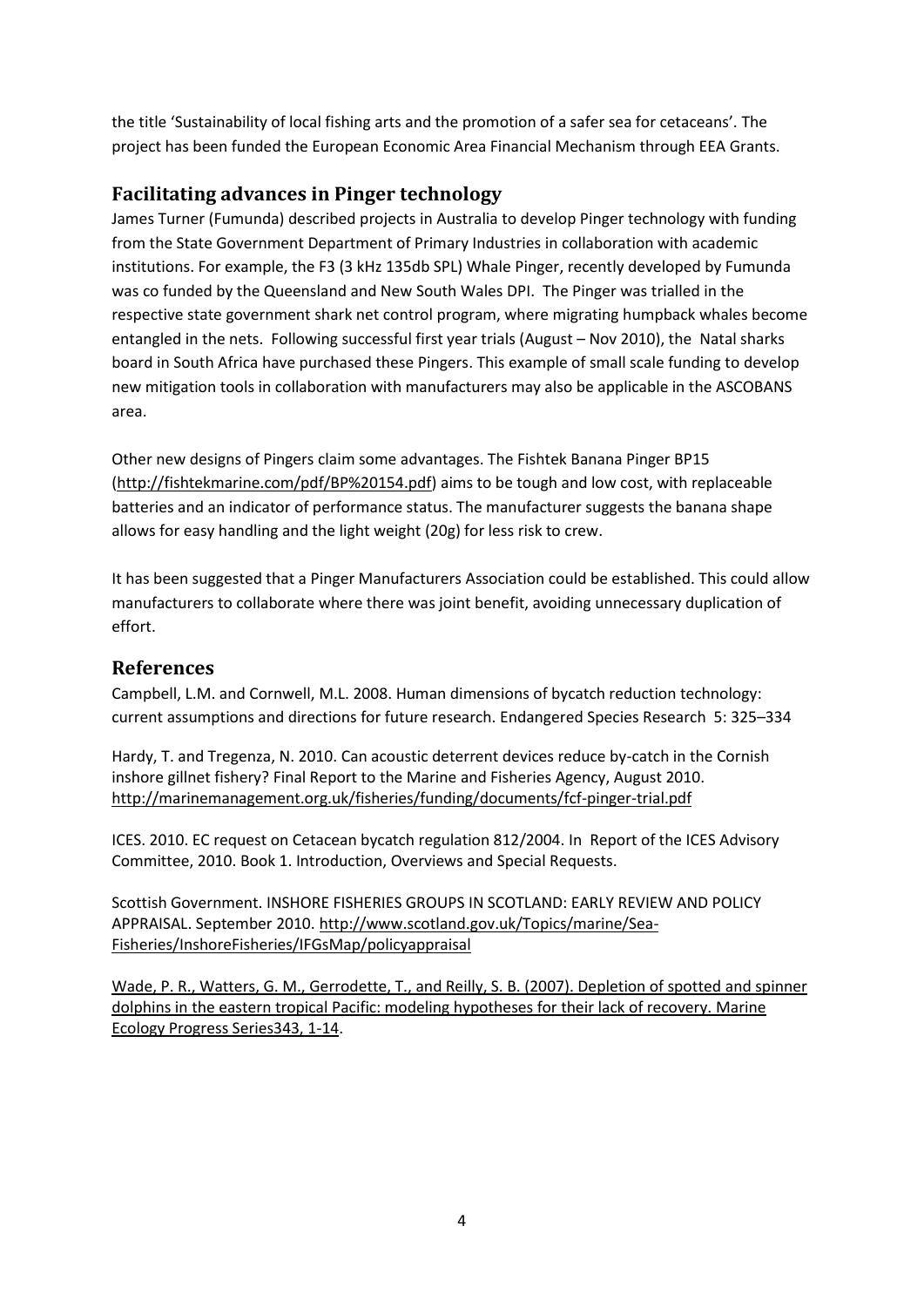the title 'Sustainability of local fishing arts and the promotion of a safer sea for cetaceans'. The project has been funded the European Economic Area Financial Mechanism through EEA Grants.

## Facilitating advances in Pinger technology

James Turner (Fumunda) described projects in Australia to develop Pinger technology with funding from the State Government Department of Primary Industries in collaboration with academic institutions. For example, the F3 (3 kHz 135db SPL) Whale Pinger, recently developed by Fumunda was co funded by the Queensland and New South Wales DPI. The Pinger was trialled in the respective state government shark net control program, where migrating humpback whales become entangled in the nets. Following successful first year trials (August – Nov 2010), the Natal sharks board in South Africa have purchased these Pingers. This example of small scale funding to develop new mitigation tools in collaboration with manufacturers may also be applicable in the ASCOBANS area.

Other new designs of Pingers claim some advantages. The Fishtek Banana Pinger BP15 (http://fishtekmarine.com/pdf/BP%20154.pdf) aims to be tough and low cost, with replaceable batteries and an indicator of performance status. The manufacturer suggests the banana shape allows for easy handling and the light weight (20g) for less risk to crew.

It has been suggested that a Pinger Manufacturers Association could be established. This could allow manufacturers to collaborate where there was joint benefit, avoiding unnecessary duplication of effort.

## References

Campbell, L.M. and Cornwell, M.L. 2008. Human dimensions of bycatch reduction technology: current assumptions and directions for future research. Endangered Species Research 5: 325–334

Hardy, T. and Tregenza, N. 2010. Can acoustic deterrent devices reduce by-catch in the Cornish inshore gillnet fishery? Final Report to the Marine and Fisheries Agency, August 2010. http://marinemanagement.org.uk/fisheries/funding/documents/fcf-pinger-trial.pdf

ICES. 2010. EC request on Cetacean bycatch regulation 812/2004. In Report of the ICES Advisory Committee, 2010. Book 1. Introduction, Overviews and Special Requests.

Scottish Government. INSHORE FISHERIES GROUPS IN SCOTLAND: EARLY REVIEW AND POLICY APPRAISAL. September 2010. http://www.scotland.gov.uk/Topics/marine/Sea-Fisheries/InshoreFisheries/IFGsMap/policyappraisal

Wade, P. R., Watters, G. M., Gerrodette, T., and Reilly, S. B. (2007). Depletion of spotted and spinner dolphins in the eastern tropical Pacific: modeling hypotheses for their lack of recovery. Marine Ecology Progress Series343, 1-14.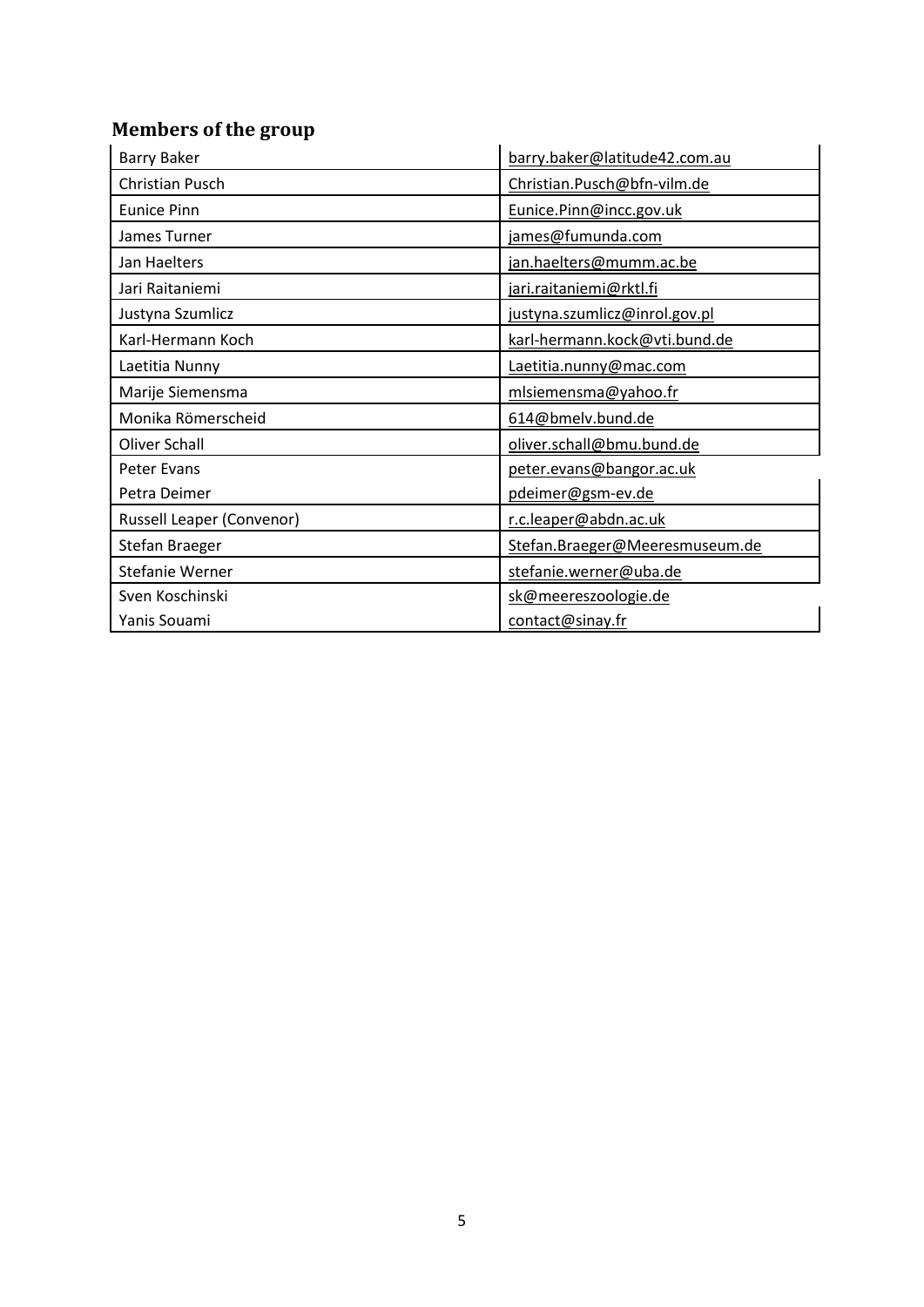## Members of the group

| | |
|---|---|
| Barry Baker | barry.baker@latitude42.com.au |
| Christian Pusch | Christian.Pusch@bfn-vilm.de |
| Eunice Pinn | Eunice.Pinn@incc.gov.uk |
| James Turner | james@fumunda.com |
| Jan Haelters | jan.haelters@mumm.ac.be |
| Jari Raitaniemi | jari.raitaniemi@rktl.fi |
| Justyna Szumlicz | justyna.szumlicz@inrol.gov.pl |
| Karl-Hermann Koch | karl-hermann.kock@vti.bund.de |
| Laetitia Nunny | Laetitia.nunny@mac.com |
| Marije Siemensma | mlsiemensma@yahoo.fr |
| Monika Römerscheid | 614@bmelv.bund.de |
| Oliver Schall | oliver.schall@bmu.bund.de |
| Peter Evans | peter.evans@bangor.ac.uk |
| Petra Deimer | pdeimer@gsm-ev.de |
| Russell Leaper (Convenor) | r.c.leaper@abdn.ac.uk |
| Stefan Braeger | Stefan.Braeger@Meeresmuseum.de |
| Stefanie Werner | stefanie.werner@uba.de |
| Sven Koschinski | sk@meereszoologie.de |
| Yanis Souami | contact@sinay.fr |